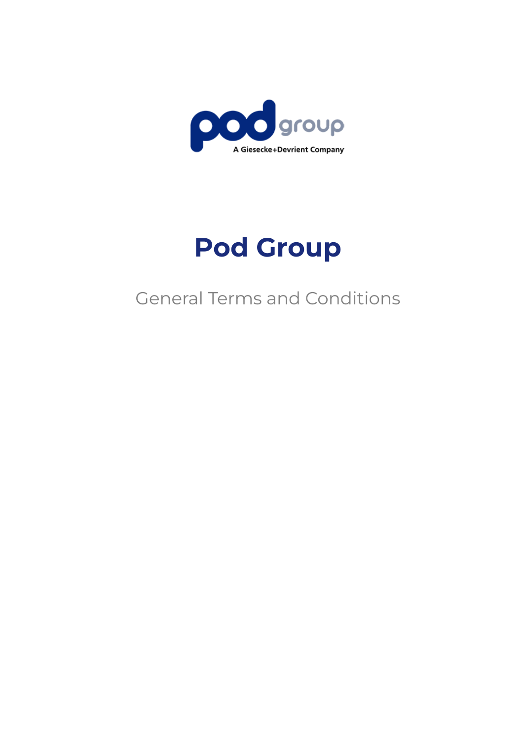# Pod Group

General Terms and Conditions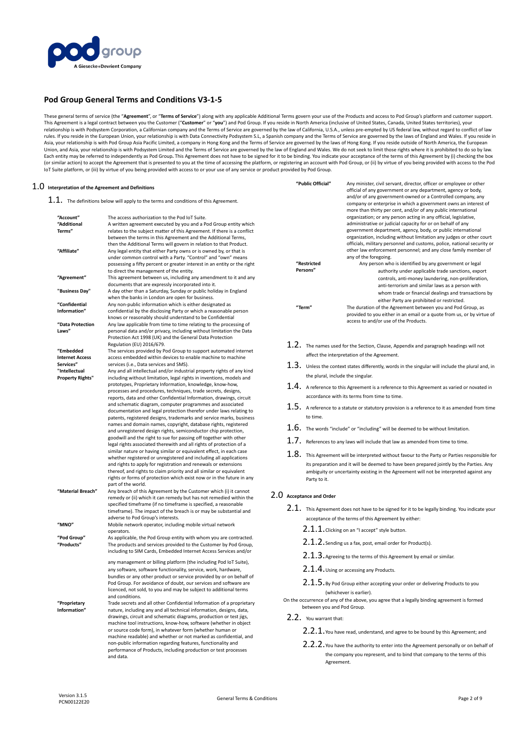# Pod Group General Terms and Conditions V3-1-5

These general terms of service (the "**Agreement**", or "**Terms of Service**") along with any applicable Additional Terms govern your use of the Products and access to Pod Group's platform and customer support. This Agreement is a legal contract between you the Customer ("**Customer**" or "**you**") and Pod Group. If you reside in North America (inclusive of United States, Canada, United States territories), your relationship is with Podsystem Corporation, a Californian company and the Terms of Service are governed by the law of California, U.S.A., unless pre-empted by US federal law, without regard to conflict of law rules. If you reside in the European Union, your relationship is with Data Connectivity Podsystem S.L, a Spanish company and the Terms of Service are governed by the laws of England and Wales. If you reside in Asia, your relationship is with Pod Group Asia Pacific Limited, a company in Hong Kong and the Terms of Service are governed by the laws of Hong Kong. If you reside outside of North America, the European Union, and Asia, your relationship is with Podsystem Limited and the Terms of Service are governed by the law of England and Wales. We do not seek to limit those rights where it is prohibited to do so by law. Each entity may be referred to independently as Pod Group**.** This Agreement does not have to be signed for it to be binding. You indicate your acceptance of the terms of this Agreement by (i) checking the box (or similar action) to accept the Agreement that is presented to you at the time of accessing the platform, or registering an account with Pod Group, or (ii) by virtue of you being provided with access to the Pod IoT Suite platform, or (iii) by virtue of you being provided with access to or your use of any service or product provided by Pod Group.

## 1.0 Interpretation of the Agreement and Definitions

1.1. The definitions below will apply to the terms and conditions of this Agreement.

| Term | Definition |
|---|---|
| **"Account"** | The access authorization to the Pod IoT Suite. |
| **"Additional Terms"** | A written agreement executed by you and a Pod Group entity which relates to the subject matter of this Agreement. If there is a conflict between the terms in this Agreement and the Additional Terms, then the Additional Terms will govern in relation to that Product. |
| **"Affiliate"** | Any legal entity that either Party owns or is owned by, or that is under common control with a Party. "Control" and "own" means possessing a fifty percent or greater interest in an entity or the right to direct the management of the entity. |
| **"Agreement"** | This agreement between us, including any amendment to it and any documents that are expressly incorporated into it. |
| **"Business Day"** | A day other than a Saturday, Sunday or public holiday in England when the banks in London are open for business. |
| **"Confidential Information"** | Any non-public information which is either designated as confidential by the disclosing Party or which a reasonable person knows or reasonably should understand to be Confidential |
| **"Data Protection Laws"** | Any law applicable from time to time relating to the processing of personal data and/or privacy, including without limitation the Data Protection Act 1998 (UK) and the General Data Protection Regulation (EU) 2016/679. |
| **"Embedded Internet Access Services"** | The services provided by Pod Group to support automated internet access embedded within devices to enable machine to machine services (i.e., Data services and SMS). |
| **"Intellectual Property Rights"** | Any and all intellectual and/or industrial property rights of any kind including without limitation, legal rights in inventions, models and prototypes, Proprietary Information, knowledge, know-how, processes and procedures, techniques, trade secrets, designs, reports, data and other Confidential Information, drawings, circuit and schematic diagram, computer programmes and associated documentation and legal protection therefor under laws relating to patents, registered designs, trademarks and service marks, business names and domain names, copyright, database rights, registered and unregistered design rights, semiconductor chip protection, goodwill and the right to sue for passing off together with other legal rights associated therewith and all rights of protection of a similar nature or having similar or equivalent effect, in each case whether registered or unregistered and including all applications and rights to apply for registration and renewals or extensions thereof, and rights to claim priority and all similar or equivalent rights or forms of protection which exist now or in the future in any part of the world. |
| **"Material Breach"** | Any breach of this Agreement by the Customer which (i) it cannot remedy or (ii) which it can remedy but has not remedied within the specified timeframe (if no timeframe is specified, a reasonable timeframe). The impact of the breach is or may be substantial and adverse to Pod Group's interests. |
| **"MNO"** | Mobile network operator, including mobile virtual network operators. |
| **"Pod Group"** | As applicable, the Pod Group entity with whom you are contracted. |
| **"Products"** | The products and services provided to the Customer by Pod Group, including to SIM Cards, Embedded Internet Access Services and/or any management or billing platform (including the Pod IoT Suite), any software, software functionality, service, work, hardware, bundles or any other product or service provided by or on behalf of Pod Group. For avoidance of doubt, our services and software are licenced, not sold, to you and you may be subject to additional terms and conditions. |
| **"Proprietary Information"** | Trade secrets and all other Confidential Information of a proprietary nature, including any and all technical information, designs, data, drawings, circuit and schematic diagrams, production or test jigs, machine tool instructions, know-how, software (whether in object or source code form), in whatever form (whether human or machine readable) and whether or not marked as confidential, and non-public information regarding features, functionality and performance of Products, including production or test processes and data. |
| **"Public Official"** | Any minister, civil servant, director, officer or employee or other official of any government or any department, agency or body, and/or of any government-owned or a Controlled company, any company or enterprise in which a government owns an interest of more than thirty per cent, and/or of any public international organization; or any person acting in any official, legislative, administrative or judicial capacity for or on behalf of any government department, agency, body, or public international organization, including without limitation any judges or other court officials, military personnel and customs, police, national security or other law enforcement personnel; and any close family member of any of the foregoing. |
| **"Restricted Persons"** | Any person who is identified by any government or legal authority under applicable trade sanctions, export controls, anti-money laundering, non-proliferation, anti-terrorism and similar laws as a person with whom trade or financial dealings and transactions by either Party are prohibited or restricted. |
| **"Term"** | The duration of the Agreement between you and Pod Group, as provided to you either in an email or a quote from us, or by virtue of access to and/or use of the Products. |

1.2. The names used for the Section, Clause, Appendix and paragraph headings will not affect the interpretation of the Agreement.

1.3. Unless the context states differently, words in the singular will include the plural and, in the plural, include the singular.

1.4. A reference to this Agreement is a reference to this Agreement as varied or novated in accordance with its terms from time to time.

1.5. A reference to a statute or statutory provision is a reference to it as amended from time to time.

1.6. The words "include" or "including" will be deemed to be without limitation.

1.7. References to any laws will include that law as amended from time to time.

1.8. This Agreement will be interpreted without favour to the Party or Parties responsible for its preparation and it will be deemed to have been prepared jointly by the Parties. Any ambiguity or uncertainty existing in the Agreement will not be interpreted against any Party to it.

## 2.0 Acceptance and Order

2.1. This Agreement does not have to be signed for it to be legally binding. You indicate your acceptance of the terms of this Agreement by either:

2.1.1. Clicking on an "I accept" style button.

2.1.2. Sending us a fax, post, email order for Product(s).

2.1.3. Agreeing to the terms of this Agreement by email or similar.

2.1.4. Using or accessing any Products.

2.1.5. By Pod Group either accepting your order or delivering Products to you (whichever is earlier).

On the occurrence of any of the above, you agree that a legally binding agreement is formed between you and Pod Group.

2.2. You warrant that:

2.2.1. You have read, understand, and agree to be bound by this Agreement; and

2.2.2. You have the authority to enter into the Agreement personally or on behalf of the company you represent, and to bind that company to the terms of this Agreement.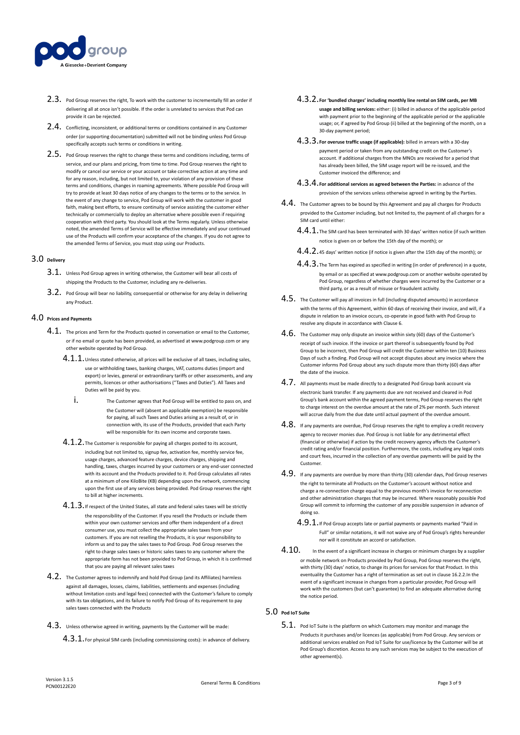2.3. Pod Group reserves the right, To work with the customer to incrementally fill an order if delivering all at once isn't possible. If the order is unrelated to services that Pod can provide it can be rejected.

2.4. Conflicting, inconsistent, or additional terms or conditions contained in any Customer order (or supporting documentation) submitted will not be binding unless Pod Group specifically accepts such terms or conditions in writing.

2.5. Pod Group reserves the right to change these terms and conditions including, terms of service, and our plans and pricing, from time to time. Pod Group reserves the right to modify or cancel our service or your account or take corrective action at any time and for any reason, including, but not limited to, your violation of any provision of these terms and conditions, changes in roaming agreements. Where possible Pod Group will try to provide at least 30 days notice of any changes to the terms or to the service. In the event of any change to service, Pod Group will work with the customer in good faith, making best efforts, to ensure continuity of service assisting the customer either technically or commercially to deploy an alternative where possible even if requiring cooperation with third party. You should look at the Terms regularly. Unless otherwise noted, the amended Terms of Service will be effective immediately and your continued use of the Products will confirm your acceptance of the changes. If you do not agree to the amended Terms of Service, you must stop using our Products.

## 3.0 Delivery

3.1. Unless Pod Group agrees in writing otherwise, the Customer will bear all costs of shipping the Products to the Customer, including any re-deliveries.

3.2. Pod Group will bear no liability, consequential or otherwise for any delay in delivering any Product.

## 4.0 Prices and Payments

4.1. The prices and Term for the Products quoted in conversation or email to the Customer, or if no email or quote has been provided, as advertised at www.podgroup.com or any other website operated by Pod Group.

4.1.1. Unless stated otherwise, all prices will be exclusive of all taxes, including sales, use or withholding taxes, banking charges, VAT, customs duties (import and export) or levies, general or extraordinary tariffs or other assessments, and any permits, licences or other authorisations ("Taxes and Duties"). All Taxes and Duties will be paid by you.

i. The Customer agrees that Pod Group will be entitled to pass on, and the Customer will (absent an applicable exemption) be responsible for paying, all such Taxes and Duties arising as a result of, or in connection with, its use of the Products, provided that each Party will be responsible for its own income and corporate taxes.

4.1.2. The Customer is responsible for paying all charges posted to its account, including but not limited to, signup fee, activation fee, monthly service fee, usage charges, advanced feature charges, device charges, shipping and handling, taxes, charges incurred by your customers or any end-user connected with its account and the Products provided to it. Pod Group calculates all rates at a minimum of one KiloBite (KB) depending upon the network, commencing upon the first use of any services being provided. Pod Group reserves the right to bill at higher increments.

4.1.3. If respect of the United States, all state and federal sales taxes will be strictly the responsibility of the Customer. If you resell the Products or include them within your own customer services and offer them independent of a direct consumer use, you must collect the appropriate sales taxes from your customers. If you are not reselling the Products, it is your responsibility to inform us and to pay the sales taxes to Pod Group. Pod Group reserves the right to charge sales taxes or historic sales taxes to any customer where the appropriate form has not been provided to Pod Group, in which it is confirmed that you are paying all relevant sales taxes

4.2. The Customer agrees to indemnify and hold Pod Group (and its Affiliates) harmless against all damages, losses, claims, liabilities, settlements and expenses (including without limitation costs and legal fees) connected with the Customer's failure to comply with its tax obligations, and its failure to notify Pod Group of its requirement to pay sales taxes connected with the Products

4.3. Unless otherwise agreed in writing, payments by the Customer will be made:

4.3.1. For physical SIM cards (including commissioning costs): in advance of delivery.

4.3.2. **For 'bundled charges' including monthly line rental on SIM cards, per MB usage and billing services:** either: (i) billed in advance of the applicable period with payment prior to the beginning of the applicable period or the applicable usage; or, if agreed by Pod Group (ii) billed at the beginning of the month, on a 30-day payment period;

4.3.3. **For overuse traffic usage (if applicable):** billed in arrears with a 30-day payment period or taken from any outstanding credit on the Customer's account. If additional charges from the MNOs are received for a period that has already been billed, the SIM usage report will be re-issued, and the Customer invoiced the difference; and

4.3.4. **For additional services as agreed between the Parties:** in advance of the provision of the services unless otherwise agreed in writing by the Parties.

4.4. The Customer agrees to be bound by this Agreement and pay all charges for Products provided to the Customer including, but not limited to, the payment of all charges for a SIM card until either:

4.4.1. The SIM card has been terminated with 30 days' written notice (if such written notice is given on or before the 15th day of the month); or

4.4.2. 45 days' written notice (if notice is given after the 15th day of the month); or

4.4.3. The Term has expired as specified in writing (in order of preference) in a quote, by email or as specified at www.podgroup.com or another website operated by Pod Group, regardless of whether charges were incurred by the Customer or a third party, or as a result of misuse or fraudulent activity.

4.5. The Customer will pay all invoices in full (including disputed amounts) in accordance with the terms of this Agreement, within 60 days of receiving their invoice, and will, if a dispute in relation to an invoice occurs, co-operate in good faith with Pod Group to resolve any dispute in accordance with Clause 6.

4.6. The Customer may only dispute an invoice within sixty (60) days of the Customer's receipt of such invoice. If the invoice or part thereof is subsequently found by Pod Group to be incorrect, then Pod Group will credit the Customer within ten (10) Business Days of such a finding. Pod Group will not accept disputes about any invoice where the Customer informs Pod Group about any such dispute more than thirty (60) days after the date of the invoice.

4.7. All payments must be made directly to a designated Pod Group bank account via electronic bank transfer. If any payments due are not received and cleared in Pod Group's bank account within the agreed payment terms, Pod Group reserves the right to charge interest on the overdue amount at the rate of 2% per month. Such interest will accrue daily from the due date until actual payment of the overdue amount.

4.8. If any payments are overdue, Pod Group reserves the right to employ a credit recovery agency to recover monies due. Pod Group is not liable for any detrimental effect (financial or otherwise) if action by the credit recovery agency affects the Customer's credit rating and/or financial position. Furthermore, the costs, including any legal costs and court fees, incurred in the collection of any overdue payments will be paid by the Customer.

4.9. If any payments are overdue by more than thirty (30) calendar days, Pod Group reserves the right to terminate all Products on the Customer's account without notice and charge a re-connection charge equal to the previous month's invoice for reconnection and other administration charges that may be incurred. Where reasonably possible Pod Group will commit to informing the customer of any possible suspension in advance of doing so.

4.9.1. If Pod Group accepts late or partial payments or payments marked "Paid in Full" or similar notations, it will not waive any of Pod Group's rights hereunder nor will it constitute an accord or satisfaction.

4.10. In the event of a significant increase in charges or minimum charges by a supplier or mobile network on Products provided by Pod Group, Pod Group reserves the right, with thirty (30) days' notice, to change its prices for services for that Product. In this eventuality the Customer has a right of termination as set out in clause 16.2.2.In the event of a significant increase in changes from a particular provider, Pod Group will work with the customers (but can't guarantee) to find an adequate alternative during the notice period.

## 5.0 Pod IoT Suite

5.1. Pod IoT Suite is the platform on which Customers may monitor and manage the Products it purchases and/or licences (as applicable) from Pod Group. Any services or additional services enabled on Pod IoT Suite for use/licence by the Customer will be at Pod Group's discretion. Access to any such services may be subject to the execution of other agreement(s).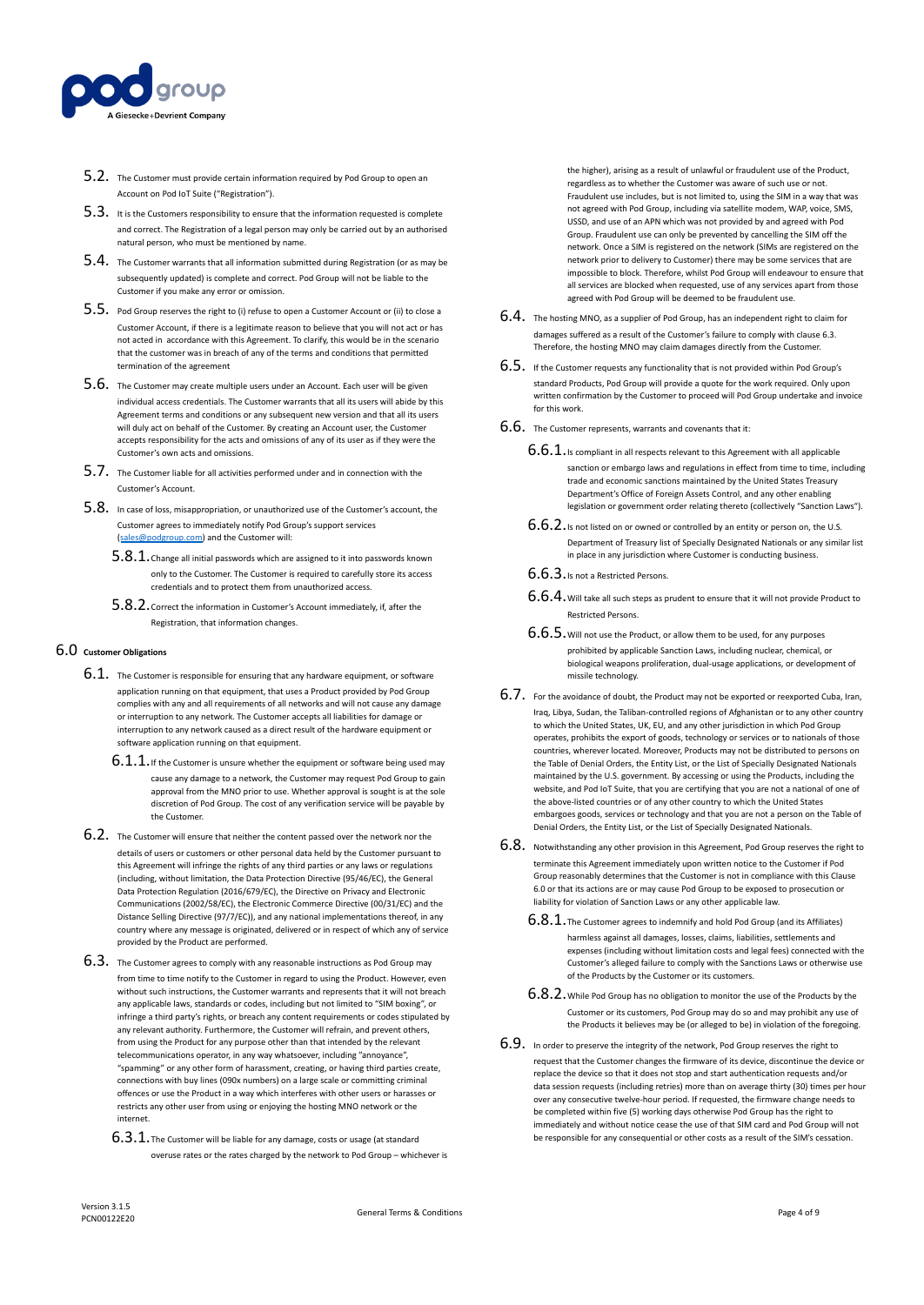5.2. The Customer must provide certain information required by Pod Group to open an Account on Pod IoT Suite ("Registration").

5.3. It is the Customers responsibility to ensure that the information requested is complete and correct. The Registration of a legal person may only be carried out by an authorised natural person, who must be mentioned by name.

5.4. The Customer warrants that all information submitted during Registration (or as may be subsequently updated) is complete and correct. Pod Group will not be liable to the Customer if you make any error or omission.

5.5. Pod Group reserves the right to (i) refuse to open a Customer Account or (ii) to close a Customer Account, if there is a legitimate reason to believe that you will not act or has not acted in accordance with this Agreement. To clarify, this would be in the scenario that the customer was in breach of any of the terms and conditions that permitted termination of the agreement

5.6. The Customer may create multiple users under an Account. Each user will be given individual access credentials. The Customer warrants that all its users will abide by this Agreement terms and conditions or any subsequent new version and that all its users will duly act on behalf of the Customer. By creating an Account user, the Customer accepts responsibility for the acts and omissions of any of its user as if they were the Customer's own acts and omissions.

5.7. The Customer liable for all activities performed under and in connection with the Customer's Account.

5.8. In case of loss, misappropriation, or unauthorized use of the Customer's account, the Customer agrees to immediately notify Pod Group's support services (sales@podgroup.com) and the Customer will:

5.8.1. Change all initial passwords which are assigned to it into passwords known only to the Customer. The Customer is required to carefully store its access credentials and to protect them from unauthorized access.

5.8.2. Correct the information in Customer's Account immediately, if, after the Registration, that information changes.

## 6.0 Customer Obligations

6.1. The Customer is responsible for ensuring that any hardware equipment, or software application running on that equipment, that uses a Product provided by Pod Group complies with any and all requirements of all networks and will not cause any damage or interruption to any network. The Customer accepts all liabilities for damage or interruption to any network caused as a direct result of the hardware equipment or software application running on that equipment.

6.1.1. If the Customer is unsure whether the equipment or software being used may cause any damage to a network, the Customer may request Pod Group to gain approval from the MNO prior to use. Whether approval is sought is at the sole discretion of Pod Group. The cost of any verification service will be payable by the Customer.

6.2. The Customer will ensure that neither the content passed over the network nor the details of users or customers or other personal data held by the Customer pursuant to this Agreement will infringe the rights of any third parties or any laws or regulations (including, without limitation, the General Data Protection Regulation (2016/679/EC), the Directive on Privacy and Electronic Communications (2002/58/EC), the Electronic Commerce Directive (00/31/EC) and the Distance Selling Directive (97/7/EC)), and any national implementations thereof, in any country where any message is originated, delivered or in respect of which any of service provided by the Product are performed.

6.3. The Customer agrees to comply with any reasonable instructions as Pod Group may from time to time notify to the Customer in regard to using the Product. However, even without such instructions, the Customer warrants and represents that it will not breach any applicable laws, standards or codes, including but not limited to "SIM boxing", or infringe a third party's rights, or breach any content requirements or codes stipulated by any relevant authority. Furthermore, the Customer will refrain, and prevent others, from using the Product for any purpose other than that intended by the relevant telecommunications operator, in any way whatsoever, including "annoyance", "spamming" or any other form of harassment, creating, or having third parties create, connections with buy lines (090x numbers) on a large scale or committing criminal offences or use the Product in a way which interferes with other users or harasses or restricts any other user from using or enjoying the hosting MNO network or the internet.

6.3.1. The Customer will be liable for any damage, costs or usage (at standard overuse rates or the rates charged by the network to Pod Group – whichever is the higher), arising as a result of unlawful or fraudulent use of the Product, regardless as to whether the Customer was aware of such use or not. Fraudulent use includes, but is not limited to, using the SIM in a way that was not agreed with Pod Group, including via satellite modem, WAP, voice, SMS, USSD, and use of an APN which was not provided by and agreed with Pod Group. Fraudulent use can only be prevented by cancelling the SIM off the network. Once a SIM is registered on the network (SIMs are registered on the network prior to delivery to Customer) there may be some services that are impossible to block. Therefore, whilst Pod Group will endeavour to ensure that all services are blocked when requested, use of any services apart from those agreed with Pod Group will be deemed to be fraudulent use.

6.4. The hosting MNO, as a supplier of Pod Group, has an independent right to claim for damages suffered as a result of the Customer's failure to comply with clause 6.3. Therefore, the hosting MNO may claim damages directly from the Customer.

6.5. If the Customer requests any functionality that is not provided within Pod Group's standard Products, Pod Group will provide a quote for the work required. Only upon written confirmation by the Customer to proceed will Pod Group undertake and invoice for this work.

6.6. The Customer represents, warrants and covenants that it:

6.6.1. Is compliant in all respects relevant to this Agreement with all applicable sanction or embargo laws and regulations in effect from time to time, including trade and economic sanctions maintained by the United States Treasury Department's Office of Foreign Assets Control, and any other enabling legislation or government order relating thereto (collectively "Sanction Laws").

6.6.2. Is not listed on or owned or controlled by an entity or person on, the U.S. Department of Treasury list of Specially Designated Nationals or any similar list in place in any jurisdiction where Customer is conducting business.

6.6.3. Is not a Restricted Persons.

6.6.4. Will take all such steps as prudent to ensure that it will not provide Product to Restricted Persons.

6.6.5. Will not use the Product, or allow them to be used, for any purposes prohibited by applicable Sanction Laws, including nuclear, chemical, or biological weapons proliferation, dual-usage applications, or development of missile technology.

6.7. For the avoidance of doubt, the Product may not be exported or reexported Cuba, Iran, Iraq, Libya, Sudan, the Taliban-controlled regions of Afghanistan or to any other country to which the United States, UK, EU, and any other jurisdiction in which Pod Group operates, prohibits the export of goods, technology or services or to nationals of those countries, wherever located. Moreover, Products may not be distributed to persons on the Table of Denial Orders, the Entity List, or the List of Specially Designated Nationals maintained by the U.S. government. By accessing or using the Products, including the website, and Pod IoT Suite, that you are certifying that you are not a national of one of the above-listed countries or of any other country to which the United States embargoes goods, services or technology and that you are not a person on the Table of Denial Orders, the Entity List, or the List of Specially Designated Nationals.

6.8. Notwithstanding any other provision in this Agreement, Pod Group reserves the right to terminate this Agreement immediately upon written notice to the Customer if Pod Group reasonably determines that the Customer is not in compliance with this Clause 6.0 or that its actions are or may cause Pod Group to be exposed to prosecution or liability for violation of Sanction Laws or any other applicable law.

6.8.1. The Customer agrees to indemnify and hold Pod Group (and its Affiliates) harmless against all damages, losses, claims, liabilities, settlements and expenses (including without limitation costs and legal fees) connected with the Customer's alleged failure to comply with the Sanctions Laws or otherwise use of the Products by the Customer or its customers.

6.8.2. While Pod Group has no obligation to monitor the use of the Products by the Customer or its customers, Pod Group may do so and may prohibit any use of the Products it believes may be (or alleged to be) in violation of the foregoing.

6.9. In order to preserve the integrity of the network, Pod Group reserves the right to request that the Customer changes the firmware of its device, discontinue the device or replace the device so that it does not stop and start authentication requests and/or data session requests (including retries) more than on average thirty (30) times per hour over any consecutive twelve-hour period. If requested, the firmware change needs to be completed within five (5) working days otherwise Pod Group has the right to immediately and without notice cease the use of that SIM card and Pod Group will not be responsible for any consequential or other costs as a result of the SIM's cessation.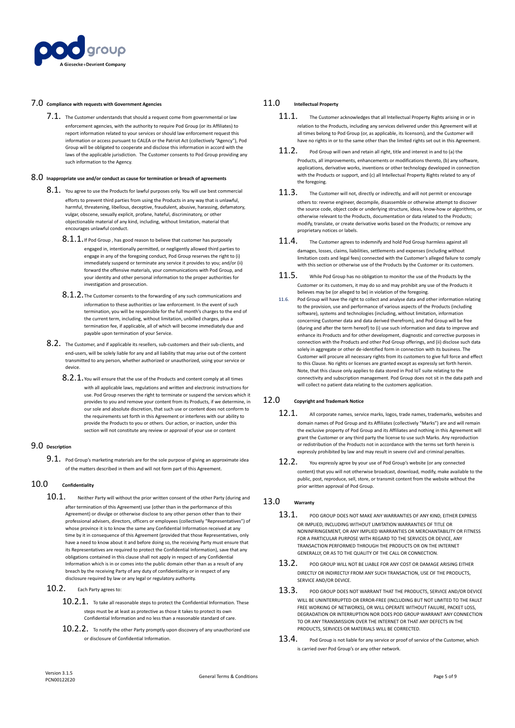## 7.0 Compliance with requests with Government Agencies

7.1. The Customer understands that should a request come from governmental or law enforcement agencies, with the authority to require Pod Group (or its Affiliates) to report information related to your services or should law enforcement request this information or access pursuant to CALEA or the Patriot Act (collectively "Agency"), Pod Group will be obligated to cooperate and disclose this information in accord with the laws of the applicable jurisdiction. The Customer consents to Pod Group providing any such information to the Agency.

## 8.0 Inappropriate use and/or conduct as cause for termination or breach of agreements

8.1. You agree to use the Products for lawful purposes only. You will use best commercial efforts to prevent third parties from using the Products in any way that is unlawful, harmful, threatening, libellous, deceptive, fraudulent, abusive, harassing, defamatory, vulgar, obscene, sexually explicit, profane, hateful, discriminatory, or other objectionable material of any kind, including, without limitation, material that encourages unlawful conduct.

8.1.1. If Pod Group , has good reason to believe that customer has purposely engaged in, intentionally permitted, or negligently allowed third parties to engage in any of the foregoing conduct, Pod Group reserves the right to (i) immediately suspend or terminate any service it provides to you; and/or (ii) forward the offensive materials, your communications with Pod Group, and your identity and other personal information to the proper authorities for investigation and prosecution.

8.1.2. The Customer consents to the forwarding of any such communications and information to these authorities or law enforcement. In the event of such termination, you will be responsible for the full month's charges to the end of the current term, including, without limitation, unbilled charges, plus a termination fee, if applicable, all of which will become immediately due and payable upon termination of your Service.

8.2. The Customer, and if applicable its resellers, sub-customers and their sub-clients, and end-users, will be solely liable for any and all liability that may arise out of the content transmitted to any person, whether authorized or unauthorized, using your service or device.

8.2.1. You will ensure that the use of the Products and content comply at all times with all applicable laws, regulations and written and electronic instructions for use. Pod Group reserves the right to terminate or suspend the services which it provides to you and remove your content from its Products, if we determine, in our sole and absolute discretion, that such use or content does not conform to the requirements set forth in this Agreement or interferes with our ability to provide the Products to you or others. Our action, or inaction, under this section will not constitute any review or approval of your use or content

## 9.0 Description

9.1. Pod Group's marketing materials are for the sole purpose of giving an approximate idea of the matters described in them and will not form part of this Agreement.

## 10.0 Confidentiality

10.1. Neither Party will without the prior written consent of the other Party (during and after termination of this Agreement) use (other than in the performance of this Agreement) or divulge or otherwise disclose to any other person other than to their professional advisers, directors, officers or employees (collectively "Representatives") of whose province it is to know the same any Confidential Information received at any time by it in consequence of this Agreement (provided that those Representatives, only have a need to know about it and before doing so, the receiving Party must ensure that its Representatives are required to protect the Confidential Information), save that any obligations contained in this clause shall not apply in respect of any Confidential Information which is in or comes into the public domain other than as a result of any breach by the receiving Party of any duty of confidentiality or in respect of any disclosure required by law or any legal or regulatory authority.

10.2. Each Party agrees to:

10.2.1. To take all reasonable steps to protect the Confidential Information. These steps must be at least as protective as those it takes to protect its own Confidential Information and no less than a reasonable standard of care.

10.2.2. To notify the other Party promptly upon discovery of any unauthorized use or disclosure of Confidential Information.

## 11.0 Intellectual Property

11.1. The Customer acknowledges that all Intellectual Property Rights arising in or in relation to the Products, including any services delivered under this Agreement will at all times belong to Pod Group (or, as applicable, its licensors), and the Customer will have no rights in or to the same other than the limited rights set out in this Agreement.

11.2. Pod Group will own and retain all right, title and interest in and to (a) the Products, all improvements, enhancements or modifications thereto, (b) any software, applications, derivative works, inventions or other technology developed in connection with the Products or support, and (c) all Intellectual Property Rights related to any of the foregoing.

11.3. The Customer will not, directly or indirectly, and will not permit or encourage others to: reverse engineer, decompile, disassemble or otherwise attempt to discover the source code, object code or underlying structure, ideas, know-how or algorithms, or otherwise relevant to the Products, documentation or data related to the Products; modify, translate, or create derivative works based on the Products; or remove any proprietary notices or labels.

11.4. The Customer agrees to indemnify and hold Pod Group harmless against all damages, losses, claims, liabilities, settlements and expenses (including without limitation costs and legal fees) connected with the Customer's alleged failure to comply with this section or otherwise use of the Products by the Customer or its customers.

11.5. While Pod Group has no obligation to monitor the use of the Products by the Customer or its customers, it may do so and may prohibit any use of the Products it believes may be (or alleged to be) in violation of the foregoing.

11.6. Pod Group will have the right to collect and analyse data and other information relating to the provision, use and performance of various aspects of the Products (including software), systems and technologies (including, without limitation, information concerning Customer data and data derived therefrom), and Pod Group will be free (during and after the term hereof) to (i) use such information and data to improve and enhance its Products and for other development, diagnostic and corrective purposes in connection with the Products and other Pod Group offerings, and (ii) disclose such data solely in aggregate or other de-identified form in connection with its business. The Customer will procure all necessary rights from its customers to give full force and effect to this Clause. No rights or licenses are granted except as expressly set forth herein. Note, that this clause only applies to data stored in Pod IoT suite relating to the connectivity and subscription management. Pod Group does not sit in the data path and will collect no patient data relating to the customers application.

## 12.0 Copyright and Trademark Notice

12.1. All corporate names, service marks, logos, trade names, trademarks, websites and domain names of Pod Group and its Affiliates (collectively "Marks") are and will remain the exclusive property of Pod Group and its Affiliates and nothing in this Agreement will grant the Customer or any third party the license to use such Marks. Any reproduction or redistribution of the Products not in accordance with the terms set forth herein is expressly prohibited by law and may result in severe civil and criminal penalties.

12.2. You expressly agree by your use of Pod Group's website (or any connected content) that you will not otherwise broadcast, download, modify, make available to the public, post, reproduce, sell, store, or transmit content from the website without the prior written approval of Pod Group.

## 13.0 Warranty

13.1. POD GROUP DOES NOT MAKE ANY WARRANTIES OF ANY KIND, EITHER EXPRESS OR IMPLIED, INCLUDING WITHOUT LIMITATION WARRANTIES OF TITLE OR NONINFRINGEMENT, OR ANY IMPLIED WARRANTIES OR MERCHANTABILITY OR FITNESS FOR A PARTICULAR PURPOSE WITH REGARD TO THE SERVICES OR DEVICE, ANY TRANSACTION PERFORMED THROUGH THE PRODUCTS OR ON THE INTERNET GENERALLY, OR AS TO THE QUALITY OF THE CALL OR CONNECTION.

13.2. POD GROUP WILL NOT BE LIABLE FOR ANY COST OR DAMAGE ARISING EITHER DIRECTLY OR INDIRECTLY FROM ANY SUCH TRANSACTION, USE OF THE PRODUCTS, SERVICE AND/OR DEVICE.

13.3. POD GROUP DOES NOT WARRANT THAT THE PRODUCTS, SERVICE AND/OR DEVICE WILL BE UNINTERRUPTED OR ERROR-FREE (INCLUDING BUT NOT LIMITED TO THE FAULT FREE WORKING OF NETWORKS), OR WILL OPERATE WITHOUT FAILURE, PACKET LOSS, DEGRADATION OR INTERRUPTION NOR DOES POD GROUP WARRANT ANY CONNECTION TO OR ANY TRANSMISSION OVER THE INTERNET OR THAT ANY DEFECTS IN THE PRODUCTS, SERVICES OR MATERIALS WILL BE CORRECTED.

13.4. Pod Group is not liable for any service or proof of service of the Customer, which is carried over Pod Group's or any other network.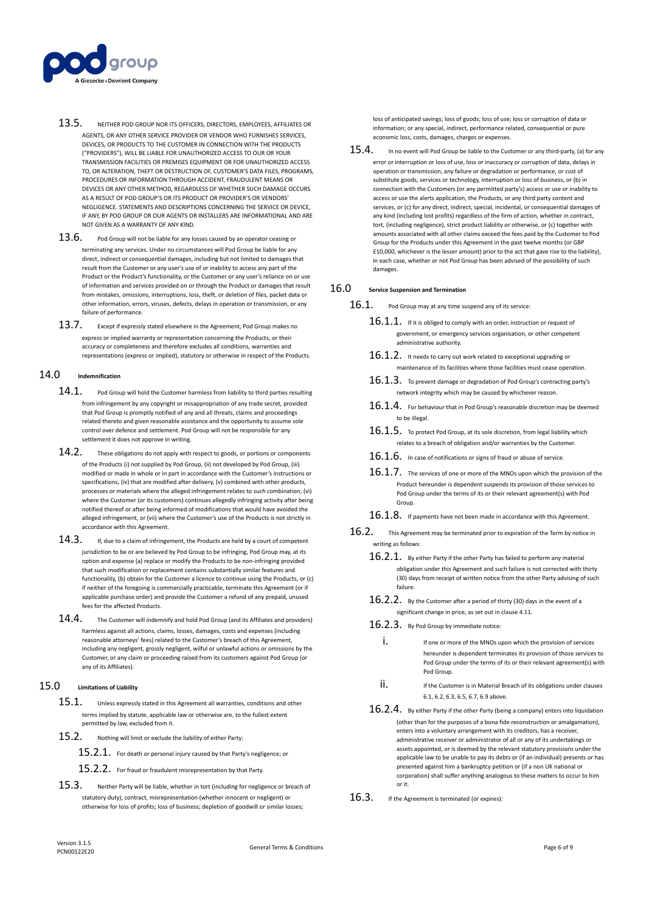13.5. NEITHER POD GROUP NOR ITS OFFICERS, DIRECTORS, EMPLOYEES, AFFILIATES OR AGENTS, OR ANY OTHER SERVICE PROVIDER OR VENDOR WHO FURNISHES SERVICES, DEVICES, OR PRODUCTS TO THE CUSTOMER IN CONNECTION WITH THE PRODUCTS ("PROVIDERS"), WILL BE LIABLE FOR UNAUTHORIZED ACCESS TO OUR OR YOUR TRANSMISSION FACILITIES OR PREMISES EQUIPMENT OR FOR UNAUTHORIZED ACCESS TO, OR ALTERATION, THEFT OR DESTRUCTION OF, CUSTOMER'S DATA FILES, PROGRAMS, PROCEDURES OR INFORMATION THROUGH ACCIDENT, FRAUDULENT MEANS OR DEVICES OR ANY OTHER METHOD, REGARDLESS OF WHETHER SUCH DAMAGE OCCURS AS A RESULT OF POD GROUP'S OR ITS PRODUCT OR PROVIDER'S OR VENDORS' NEGLIGENCE. STATEMENTS AND DESCRIPTIONS CONCERNING THE SERVICE OR DEVICE, IF ANY, BY POD GROUP OR OUR AGENTS OR INSTALLERS ARE INFORMATIONAL AND ARE NOT GIVEN AS A WARRANTY OF ANY KIND.

13.6. Pod Group will not be liable for any losses caused by an operator ceasing or terminating any services. Under no circumstances will Pod Group be liable for any direct, indirect or consequential damages, including but not limited to damages that result from the Customer or any user's use of or inability to access any part of the Product or the Product's functionality, or the Customer or any user's reliance on or use of information and services provided on or through the Product or damages that result from mistakes, omissions, interruptions, loss, theft, or deletion of files, packet data or other information, errors, viruses, defects, delays in operation or transmission, or any failure of performance.

13.7. Except if expressly stated elsewhere in the Agreement, Pod Group makes no express or implied warranty or representation concerning the Products, or their accuracy or completeness and therefore excludes all conditions, warranties and representations (express or implied), statutory or otherwise in respect of the Products.

## 14.0 Indemnification

14.1. Pod Group will hold the Customer harmless from liability to third parties resulting from infringement by any copyright or misappropriation of any trade secret, provided that Pod Group is promptly notified of any and all threats, claims and proceedings related thereto and given reasonable assistance and the opportunity to assume sole control over defence and settlement. Pod Group will not be responsible for any settlement it does not approve in writing.

14.2. These obligations do not apply with respect to goods, or portions or components of the Products (i) not supplied by Pod Group, (ii) not developed by Pod Group, (iii) modified or made in whole or in part in accordance with the Customer's instructions or specifications, (iv) that are modified after delivery, (v) combined with other products, processes or materials where the alleged infringement relates to such combination, (vi) where the Customer (or its customers) continues allegedly infringing activity after being notified thereof or after being informed of modifications that would have avoided the alleged infringement, or (vii) where the Customer's use of the Products is not strictly in accordance with this Agreement.

14.3. If, due to a claim of infringement, the Products are held by a court of competent jurisdiction to be or are believed by Pod Group to be infringing, Pod Group may, at its option and expense (a) replace or modify the Products to be non-infringing provided that such modification or replacement contains substantially similar features and functionality, (b) obtain for the Customer a licence to continue using the Products, or (c) if neither of the foregoing is commercially practicable, terminate this Agreement (or if applicable purchase order) and provide the Customer a refund of any prepaid, unused fees for the affected Products.

14.4. The Customer will indemnify and hold Pod Group (and its Affiliates and providers) harmless against all actions, claims, losses, damages, costs and expenses (including reasonable attorneys' fees) related to the Customer's breach of this Agreement, including any negligent, grossly negligent, wilful or unlawful actions or omissions by the Customer, or any claim or proceeding raised from its customers against Pod Group (or any of its Affiliates).

## 15.0 Limitations of Liability

15.1. Unless expressly stated in this Agreement all warranties, conditions and other terms implied by statute, applicable law or otherwise are, to the fullest extent permitted by law, excluded from it.

15.2. Nothing will limit or exclude the liability of either Party:

15.2.1. For death or personal injury caused by that Party's negligence; or

15.2.2. For fraud or fraudulent misrepresentation by that Party.

15.3. Neither Party will be liable, whether in tort (including for negligence or breach of statutory duty), contract, misrepresentation (whether innocent or negligent) or otherwise for loss of profits; loss of business; depletion of goodwill or similar losses; loss of anticipated savings; loss of goods; loss of use; loss or corruption of data or information; or any special, indirect, performance related, consequential or pure economic loss, costs, damages, charges or expenses.

15.4. In no event will Pod Group be liable to the Customer or any third-party, (a) for any error or interruption or loss of use, loss or inaccuracy or corruption of data, delays in operation or transmission, any failure or degradation or performance, or cost of substitute goods, services or technology, interruption or loss of business, or (b) in connection with the Customers (or any permitted party's) access or use or inability to access or use the alerts application, the Products, or any third party content and services, or (c) for any direct, indirect, special, incidental, or consequential damages of any kind (including lost profits) regardless of the firm of action, whether in contract, tort, (including negligence), strict product liability or otherwise, or (c) together with amounts associated with all other claims exceed the fees paid by the Customer to Pod Group for the Products under this Agreement in the past twelve months (or GBP £10,000, whichever is the lesser amount) prior to the act that gave rise to the liability), in each case, whether or not Pod Group has been advised of the possibility of such damages.

## 16.0 Service Suspension and Termination

16.1. Pod Group may at any time suspend any of its service:

16.1.1. If it is obliged to comply with an order, instruction or request of government, or emergency services organisation, or other competent administrative authority.

16.1.2. It needs to carry out work related to exceptional upgrading or maintenance of its facilities where those facilities must cease operation.

16.1.3. To prevent damage or degradation of Pod Group's contracting party's network integrity which may be caused by whichever reason.

16.1.4. For behaviour that in Pod Group's reasonable discretion may be deemed to be illegal.

16.1.5. To protect Pod Group, at its sole discretion, from legal liability which relates to a breach of obligation and/or warranties by the Customer.

16.1.6. In case of notifications or signs of fraud or abuse of service.

16.1.7. The services of one or more of the MNOs upon which the provision of the Product hereunder is dependent suspends its provision of those services to Pod Group under the terms of its or their relevant agreement(s) with Pod Group.

16.1.8. If payments have not been made in accordance with this Agreement.

16.2. This Agreement may be terminated prior to expiration of the Term by notice in writing as follows:

16.2.1. By either Party if the other Party has failed to perform any material obligation under this Agreement and such failure is not corrected with thirty (30) days from receipt of written notice from the other Party advising of such failure.

16.2.2. By the Customer after a period of thirty (30) days in the event of a significant change in price, as set out in clause 4.11.

16.2.3. By Pod Group by immediate notice:

i. If one or more of the MNOs upon which the provision of services hereunder is dependent terminates its provision of those services to Pod Group under the terms of its or their relevant agreement(s) with Pod Group.

ii. If the Customer is in Material Breach of its obligations under clauses 6.1, 6.2, 6.3, 6.5, 6.7, 6.9 above.

16.2.4. By either Party if the other Party (being a company) enters into liquidation (other than for the purposes of a bona fide reconstruction or amalgamation), enters into a voluntary arrangement with its creditors, has a receiver, administrative receiver or administrator of all or any of its undertakings or assets appointed, or is deemed by the relevant statutory provisions under the applicable law to be unable to pay its debts or (if an individual) presents or has presented against him a bankruptcy petition or (if a non UK national or corporation) shall suffer anything analogous to these matters to occur to him or it.

16.3. If the Agreement is terminated (or expires):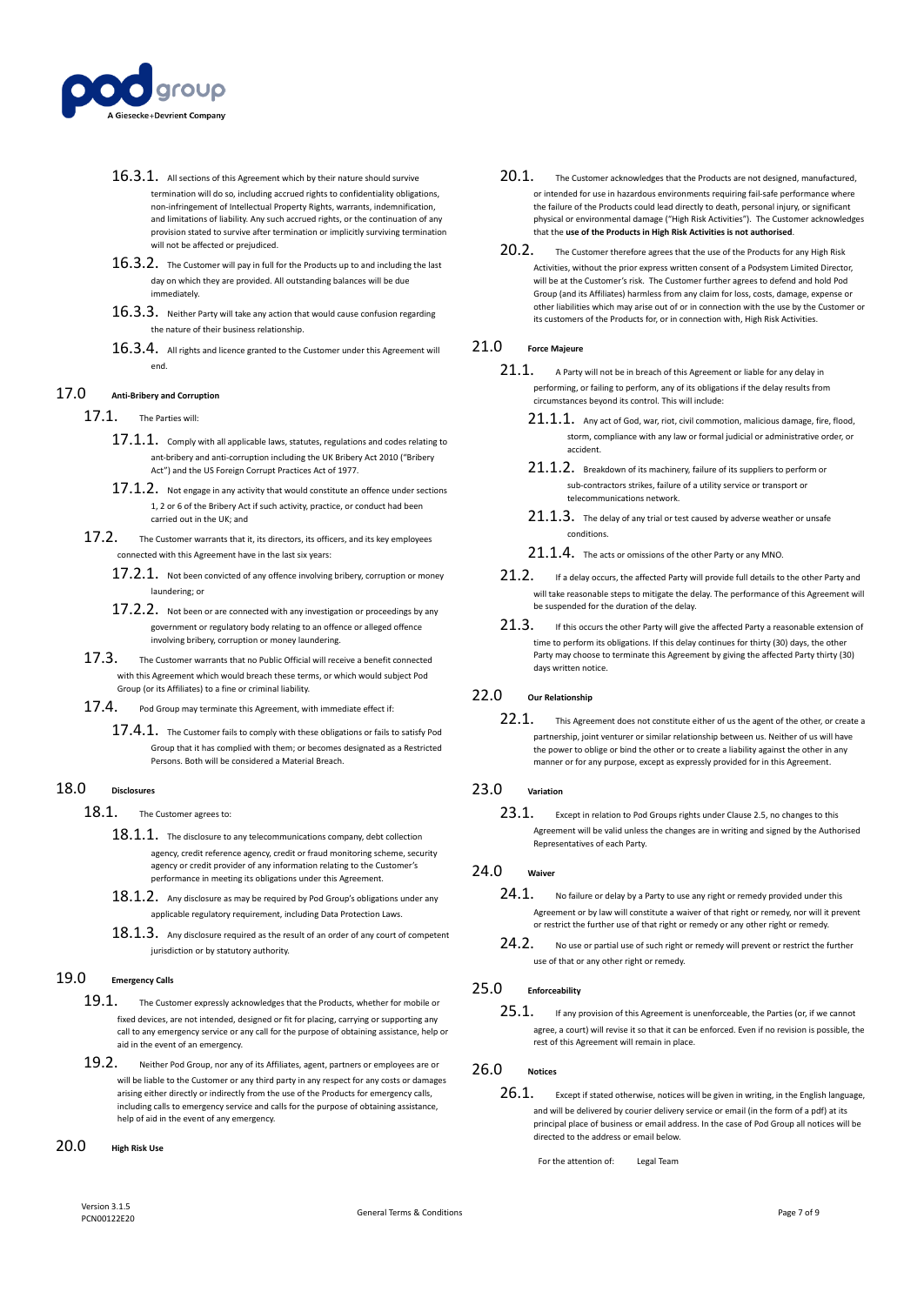16.3.1. All sections of this Agreement which by their nature should survive termination will do so, including accrued rights to confidentiality obligations, non-infringement of Intellectual Property Rights, warrants, indemnification, and limitations of liability. Any such accrued rights, or the continuation of any provision stated to survive after termination or implicitly surviving termination will not be affected or prejudiced.

16.3.2. The Customer will pay in full for the Products up to and including the last day on which they are provided. All outstanding balances will be due immediately.

16.3.3. Neither Party will take any action that would cause confusion regarding the nature of their business relationship.

16.3.4. All rights and licence granted to the Customer under this Agreement will end.

## 17.0 Anti-Bribery and Corruption

17.1. The Parties will:

17.1.1. Comply with all applicable laws, statutes, regulations and codes relating to ant-bribery and anti-corruption including the UK Bribery Act 2010 ("Bribery Act") and the US Foreign Corrupt Practices Act of 1977.

17.1.2. Not engage in any activity that would constitute an offence under sections 1, 2 or 6 of the Bribery Act if such activity, practice, or conduct had been carried out in the UK; and

17.2. The Customer warrants that it, its directors, its officers, and its key employees connected with this Agreement have in the last six years:

17.2.1. Not been convicted of any offence involving bribery, corruption or money laundering; or

17.2.2. Not been or are connected with any investigation or proceedings by any government or regulatory body relating to an offence or alleged offence involving bribery, corruption or money laundering.

17.3. The Customer warrants that no Public Official will receive a benefit connected with this Agreement which would breach these terms, or which would subject Pod Group (or its Affiliates) to a fine or criminal liability.

17.4. Pod Group may terminate this Agreement, with immediate effect if:

17.4.1. The Customer fails to comply with these obligations or fails to satisfy Pod Group that it has complied with them; or becomes designated as a Restricted Persons. Both will be considered a Material Breach.

## 18.0 Disclosures

18.1. The Customer agrees to:

18.1.1. The disclosure to any telecommunications company, debt collection agency, credit reference agency, credit or fraud monitoring scheme, security agency or credit provider of any information relating to the Customer's performance in meeting its obligations under this Agreement.

18.1.2. Any disclosure as may be required by Pod Group's obligations under any applicable regulatory requirement, including Data Protection Laws.

18.1.3. Any disclosure required as the result of an order of any court of competent jurisdiction or by statutory authority.

## 19.0 Emergency Calls

19.1. The Customer expressly acknowledges that the Products, whether for mobile or fixed devices, are not intended, designed or fit for placing, carrying or supporting any call to any emergency service or any call for the purpose of obtaining assistance, help or aid in the event of an emergency.

19.2. Neither Pod Group, nor any of its Affiliates, agent, partners or employees are or will be liable to the Customer or any third party in any respect for any costs or damages arising either directly or indirectly from the use of the Products for emergency calls, including calls to emergency service and calls for the purpose of obtaining assistance, help of aid in the event of any emergency.

## 20.0 High Risk Use

20.1. The Customer acknowledges that the Products are not designed, manufactured, or intended for use in hazardous environments requiring fail-safe performance where the failure of the Products could lead directly to death, personal injury, or significant physical or environmental damage ("High Risk Activities"). The Customer acknowledges that the **use of the Products in High Risk Activities is not authorised**.

20.2. The Customer therefore agrees that the use of the Products for any High Risk Activities, without the prior express written consent of a Podsystem Limited Director, will be at the Customer's risk. The Customer further agrees to defend and hold Pod Group (and its Affiliates) harmless from any claim for loss, costs, damage, expense or other liabilities which may arise out of or in connection with the use by the Customer or its customers of the Products for, or in connection with, High Risk Activities.

## 21.0 Force Majeure

21.1. A Party will not be in breach of this Agreement or liable for any delay in performing, or failing to perform, any of its obligations if the delay results from circumstances beyond its control. This will include:

21.1.1. Any act of God, war, riot, civil commotion, malicious damage, fire, flood, storm, compliance with any law or formal judicial or administrative order, or accident.

21.1.2. Breakdown of its machinery, failure of its suppliers to perform or sub-contractors strikes, failure of a utility service or transport or telecommunications network.

21.1.3. The delay of any trial or test caused by adverse weather or unsafe conditions.

21.1.4. The acts or omissions of the other Party or any MNO.

21.2. If a delay occurs, the affected Party will provide full details to the other Party and will take reasonable steps to mitigate the delay. The performance of this Agreement will be suspended for the duration of the delay.

21.3. If this occurs the other Party will give the affected Party a reasonable extension of time to perform its obligations. If this delay continues for thirty (30) days, the other Party may choose to terminate this Agreement by giving the affected Party thirty (30) days written notice.

## 22.0 Our Relationship

22.1. This Agreement does not constitute either of us the agent of the other, or create a partnership, joint venturer or similar relationship between us. Neither of us will have the power to oblige or bind the other or to create a liability against the other in any manner or for any purpose, except as expressly provided for in this Agreement.

## 23.0 Variation

23.1. Except in relation to Pod Groups rights under Clause 2.5, no changes to this Agreement will be valid unless the changes are in writing and signed by the Authorised Representatives of each Party.

## 24.0 Waiver

24.1. No failure or delay by a Party to use any right or remedy provided under this Agreement or by law will constitute a waiver of that right or remedy, nor will it prevent or restrict the further use of that right or remedy or any other right or remedy.

24.2. No use or partial use of such right or remedy will prevent or restrict the further use of that or any other right or remedy.

## 25.0 Enforceability

25.1. If any provision of this Agreement is unenforceable, the Parties (or, if we cannot agree, a court) will revise it so that it can be enforced. Even if no revision is possible, the rest of this Agreement will remain in place.

## 26.0 Notices

26.1. Except if stated otherwise, notices will be given in writing, in the English language, and will be delivered by courier delivery service or email (in the form of a pdf) at its principal place of business or email address. In the case of Pod Group all notices will be directed to the address or email below.

For the attention of: Legal Team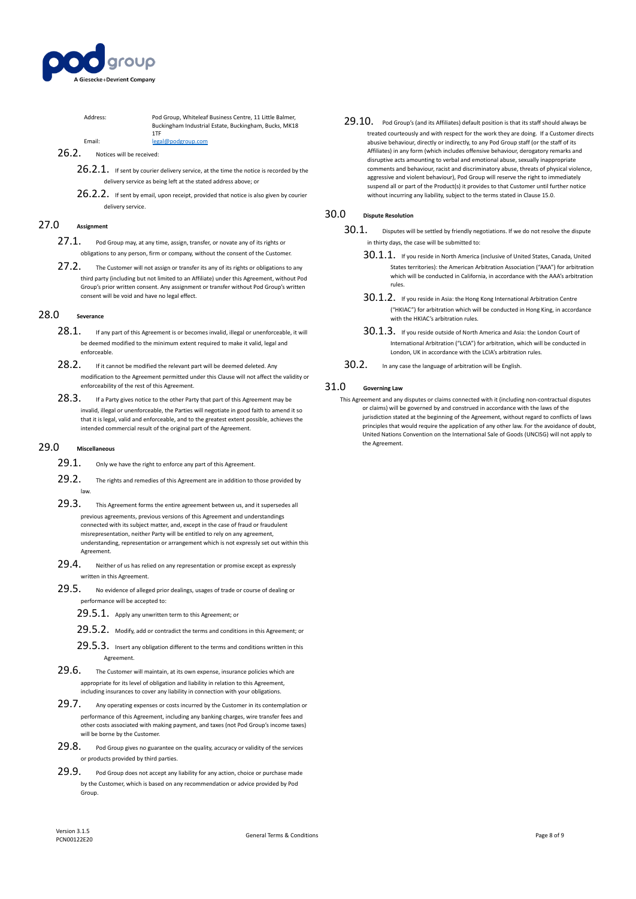Address: Pod Group, Whiteleaf Business Centre, 11 Little Balmer, Buckingham Industrial Estate, Buckingham, Bucks, MK18 1TF

Email: legal@podgroup.com

26.2. Notices will be received:

26.2.1. If sent by courier delivery service, at the time the notice is recorded by the delivery service as being left at the stated address above; or

26.2.2. If sent by email, upon receipt, provided that notice is also given by courier delivery service.

## 27.0 Assignment

27.1. Pod Group may, at any time, assign, transfer, or novate any of its rights or obligations to any person, firm or company, without the consent of the Customer.

27.2. The Customer will not assign or transfer its any of its rights or obligations to any third party (including but not limited to an Affiliate) under this Agreement, without Pod Group's prior written consent. Any assignment or transfer without Pod Group's written consent will be void and have no legal effect.

## 28.0 Severance

28.1. If any part of this Agreement is or becomes invalid, illegal or unenforceable, it will be deemed modified to the minimum extent required to make it valid, legal and enforceable.

28.2. If it cannot be modified the relevant part will be deemed deleted. Any modification to the Agreement permitted under this Clause will not affect the validity or enforceability of the rest of this Agreement.

28.3. If a Party gives notice to the other Party that part of this Agreement may be invalid, illegal or unenforceable, the Parties will negotiate in good faith to amend it so that it is legal, valid and enforceable, and to the greatest extent possible, achieves the intended commercial result of the original part of the Agreement.

## 29.0 Miscellaneous

29.1. Only we have the right to enforce any part of this Agreement.

29.2. The rights and remedies of this Agreement are in addition to those provided by law.

29.3. This Agreement forms the entire agreement between us, and it supersedes all previous agreements, previous versions of this Agreement and understandings connected with its subject matter, and, except in the case of fraud or fraudulent misrepresentation, neither Party will be entitled to rely on any agreement, understanding, representation or arrangement which is not expressly set out within this Agreement.

29.4. Neither of us has relied on any representation or promise except as expressly written in this Agreement.

29.5. No evidence of alleged prior dealings, usages of trade or course of dealing or performance will be accepted to:

29.5.1. Apply any unwritten term to this Agreement; or

29.5.2. Modify, add or contradict the terms and conditions in this Agreement; or

29.5.3. Insert any obligation different to the terms and conditions written in this Agreement.

29.6. The Customer will maintain, at its own expense, insurance policies which are appropriate for its level of obligation and liability in relation to this Agreement, including insurances to cover any liability in connection with your obligations.

29.7. Any operating expenses or costs incurred by the Customer in its contemplation or performance of this Agreement, including any banking charges, wire transfer fees and other costs associated with making payment, and taxes (not Pod Group's income taxes) will be borne by the Customer.

29.8. Pod Group gives no guarantee on the quality, accuracy or validity of the services or products provided by third parties.

29.9. Pod Group does not accept any liability for any action, choice or purchase made by the Customer, which is based on any recommendation or advice provided by Pod Group.

29.10. Pod Group's (and its Affiliates) default position is that its staff should always be treated courteously and with respect for the work they are doing. If a Customer directs abusive behaviour, directly or indirectly, to any Pod Group staff (or the staff of its Affiliates) in any form (which includes offensive behaviour, derogatory remarks and disruptive acts amounting to verbal and emotional abuse, sexually inappropriate comments and behaviour, racist and discriminatory abuse, threats of physical violence, aggressive and violent behaviour), Pod Group will reserve the right to immediately suspend all or part of the Product(s) it provides to that Customer until further notice without incurring any liability, subject to the terms stated in Clause 15.0.

## 30.0 Dispute Resolution

30.1. Disputes will be settled by friendly negotiations. If we do not resolve the dispute in thirty days, the case will be submitted to:

30.1.1. If you reside in North America (inclusive of United States, Canada, United States territories): the American Arbitration Association ("AAA") for arbitration which will be conducted in California, in accordance with the AAA's arbitration rules.

30.1.2. If you reside in Asia: the Hong Kong International Arbitration Centre ("HKIAC") for arbitration which will be conducted in Hong King, in accordance with the HKIAC's arbitration rules.

30.1.3. If you reside outside of North America and Asia: the London Court of International Arbitration ("LCIA") for arbitration, which will be conducted in London, UK in accordance with the LCIA's arbitration rules.

30.2. In any case the language of arbitration will be English.

## 31.0 Governing Law

This Agreement and any disputes or claims connected with it (including non-contractual disputes or claims) will be governed by and construed in accordance with the laws of the jurisdiction stated at the beginning of the Agreement, without regard to conflicts of laws principles that would require the application of any other law. For the avoidance of doubt, United Nations Convention on the International Sale of Goods (UNCISG) will not apply to the Agreement.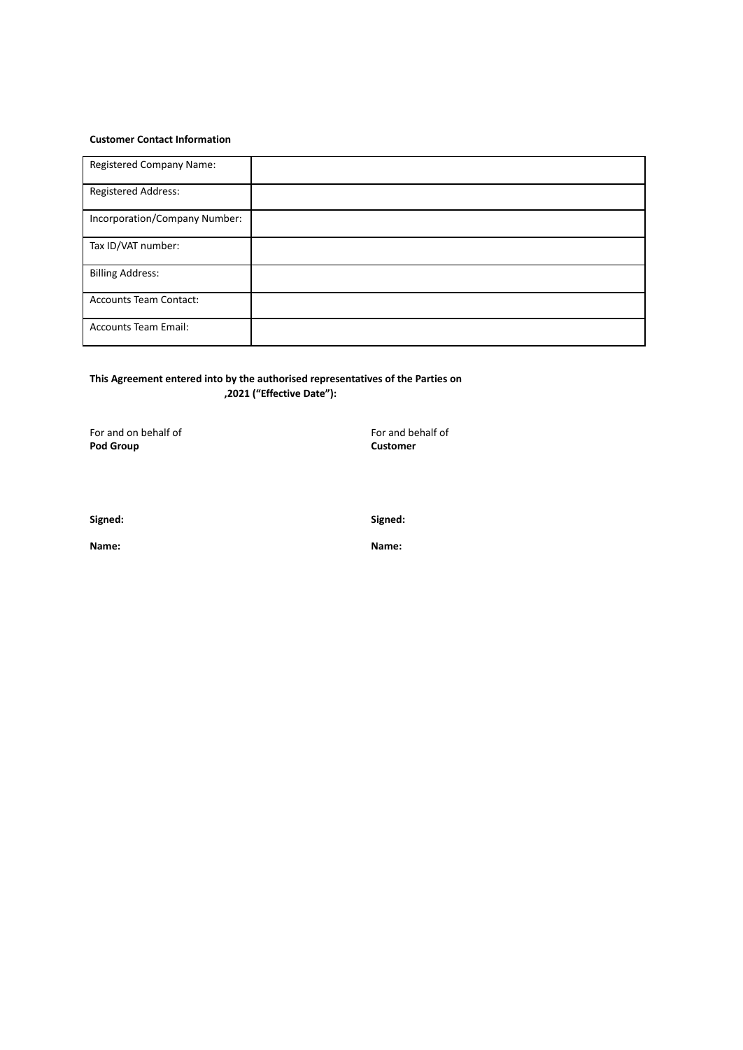**Customer Contact Information**

| | |
|---|---|
| Registered Company Name: | |
| Registered Address: | |
| Incorporation/Company Number: | |
| Tax ID/VAT number: | |
| Billing Address: | |
| Accounts Team Contact: | |
| Accounts Team Email: | |

**This Agreement entered into by the authorised representatives of the Parties on ,2021 ("Effective Date"):**

For and on behalf of
**Pod Group**

**Signed:**

**Name:**

For and behalf of
**Customer**

**Signed:**

**Name:**